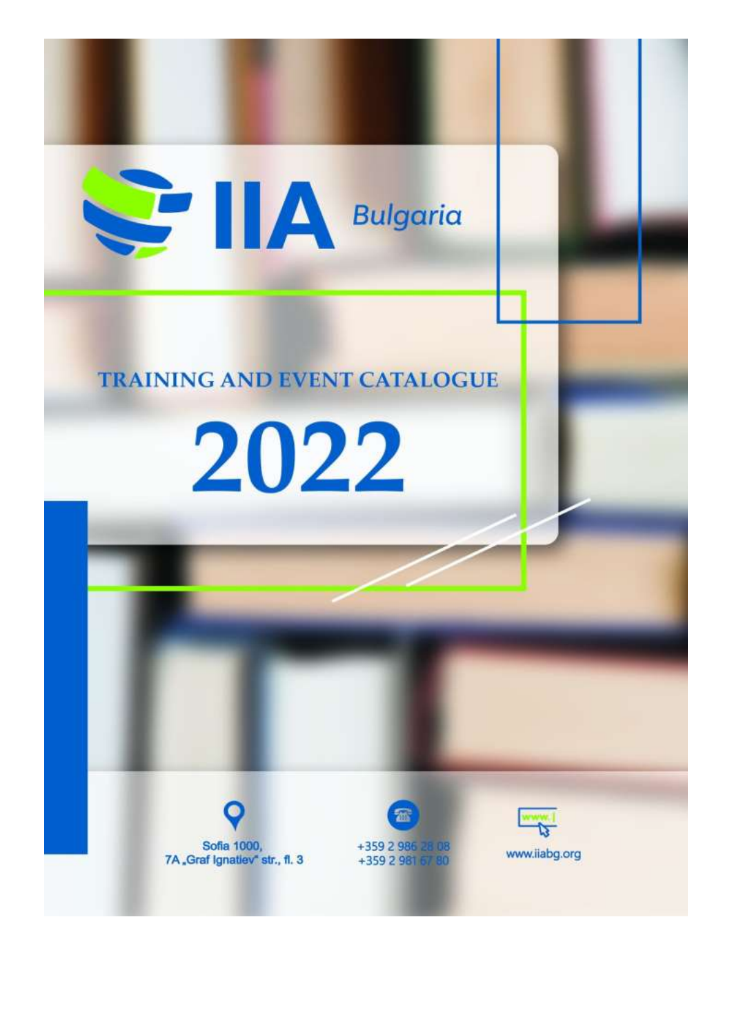# IIA Bulgaria

## TRAINING AND EVENT CATALOGUE

# 2022

Sofia 1000,
7A „Graf Ignatiev" str., fl. 3

+359 2 986 28 08
+359 2 981 67 80

www.iiabg.org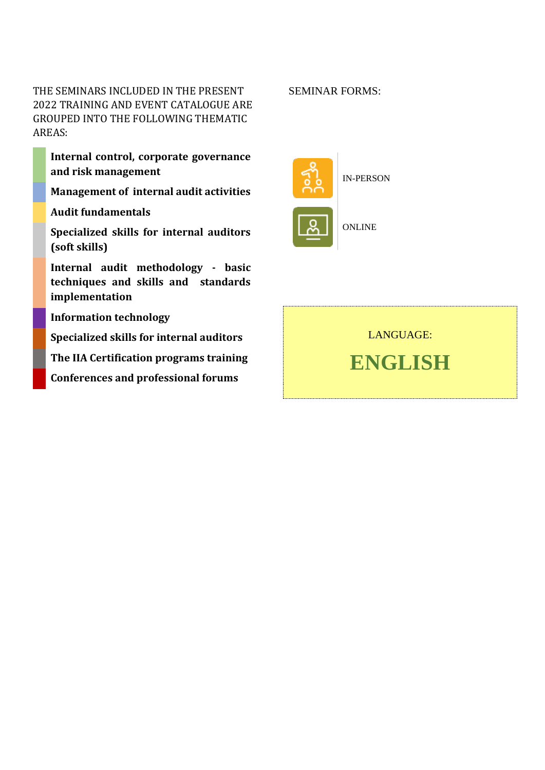THE SEMINARS INCLUDED IN THE PRESENT 2022 TRAINING AND EVENT CATALOGUE ARE GROUPED INTO THE FOLLOWING THEMATIC AREAS:

- **Internal control, corporate governance and risk management**
- **Management of internal audit activities**
- **Audit fundamentals**
- **Specialized skills for internal auditors (soft skills)**
- **Internal audit methodology - basic techniques and skills and standards implementation**
- **Information technology**
- **Specialized skills for internal auditors**
- **The IIA Certification programs training**
- **Conferences and professional forums**

SEMINAR FORMS:

IN-PERSON

ONLINE

LANGUAGE:

**ENGLISH**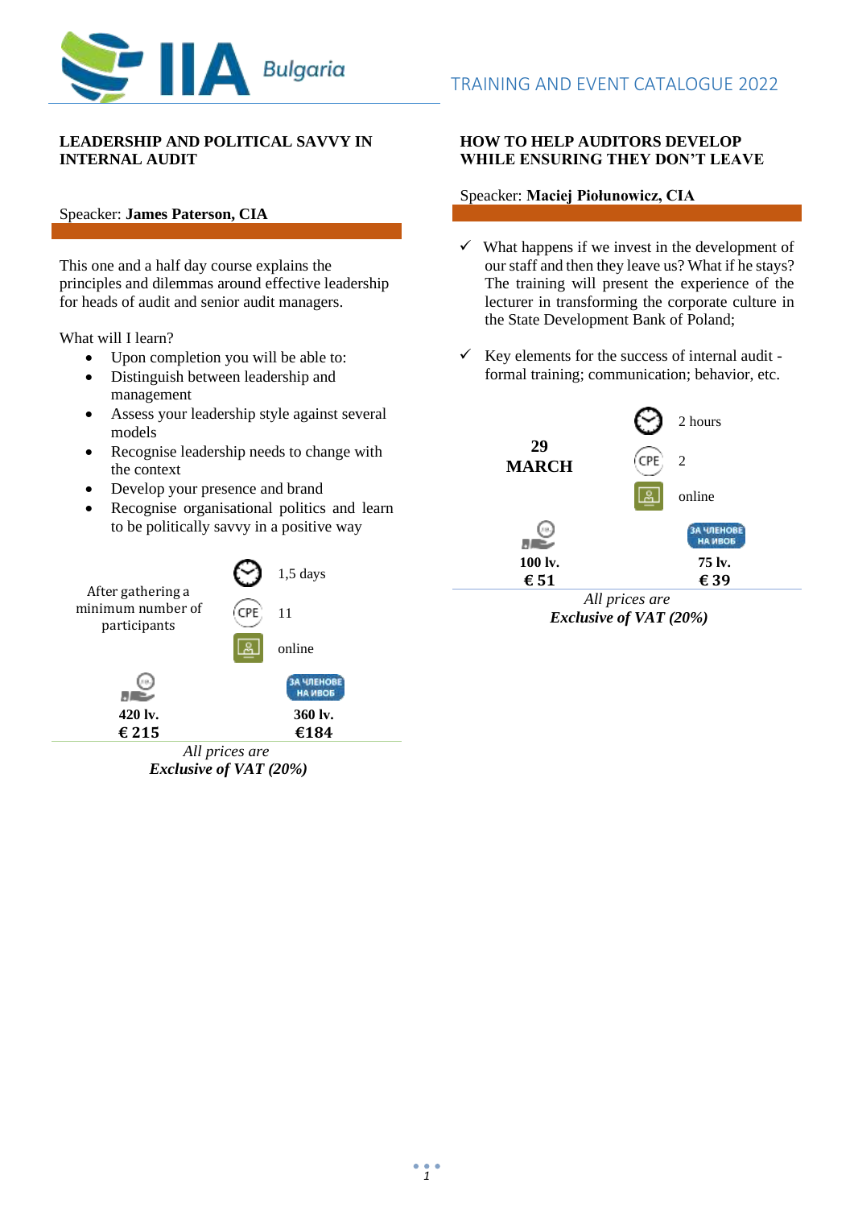## LEADERSHIP AND POLITICAL SAVVY IN INTERNAL AUDIT

Speacker: **James Paterson, CIA**

This one and a half day course explains the principles and dilemmas around effective leadership for heads of audit and senior audit managers.

What will I learn?

- Upon completion you will be able to:
- Distinguish between leadership and management
- Assess your leadership style against several models
- Recognise leadership needs to change with the context
- Develop your presence and brand
- Recognise organisational politics and learn to be politically savvy in a positive way

After gathering a minimum number of participants

1,5 days

CPE 11

online

| | ЗА ЧЛЕНОВЕ НА ИВОБ |
|---|---|
| **420 lv.** | **360 lv.** |
| **€ 215** | **€184** |

*All prices are*
***Exclusive of VAT (20%)***

## HOW TO HELP AUDITORS DEVELOP WHILE ENSURING THEY DON'T LEAVE

Speacker: **Maciej Piołunowicz, CIA**

- ✓ What happens if we invest in the development of our staff and then they leave us? What if he stays? The training will present the experience of the lecturer in transforming the corporate culture in the State Development Bank of Poland;
- ✓ Key elements for the success of internal audit - formal training; communication; behavior, etc.

**29 MARCH**

2 hours

CPE 2

online

| | ЗА ЧЛЕНОВЕ НА ИВОБ |
|---|---|
| **100 lv.** | **75 lv.** |
| **€ 51** | **€ 39** |

*All prices are*
***Exclusive of VAT (20%)***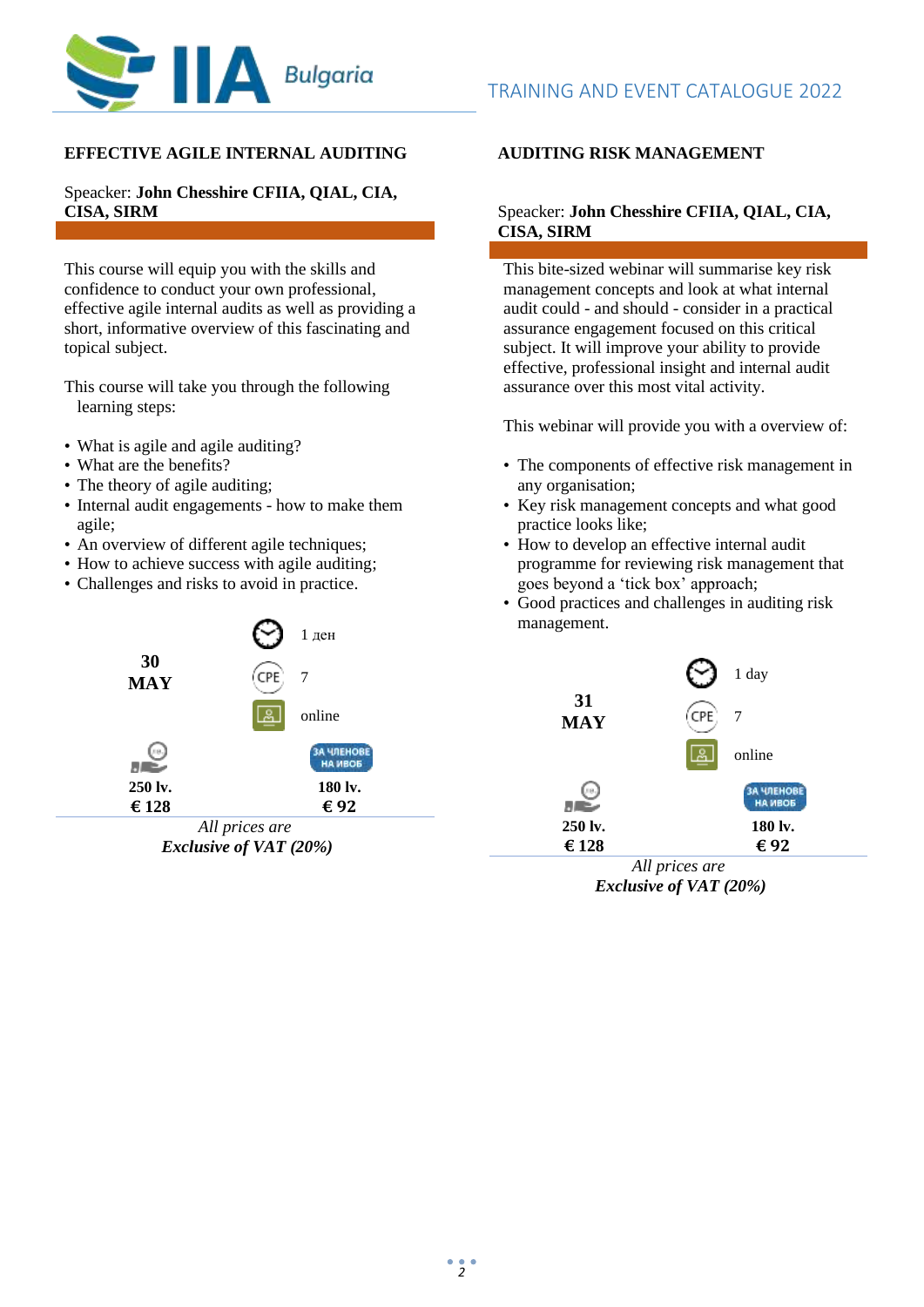## EFFECTIVE AGILE INTERNAL AUDITING

Speacker: **John Chesshire CFIIA, QIAL, CIA, CISA, SIRM**

This course will equip you with the skills and confidence to conduct your own professional, effective agile internal audits as well as providing a short, informative overview of this fascinating and topical subject.

This course will take you through the following learning steps:

- What is agile and agile auditing?
- What are the benefits?
- The theory of agile auditing;
- Internal audit engagements - how to make them agile;
- An overview of different agile techniques;
- How to achieve success with agile auditing;
- Challenges and risks to avoid in practice.

| | |
|---|---|
| **30 MAY** | 1 ден |
| | CPE 7 |
| | online |
| **250 lv.** **€ 128** | ЗА ЧЛЕНОВЕ НА ИВОБ **180 lv.** **€ 92** |

*All prices are*
***Exclusive of VAT (20%)***

## AUDITING RISK MANAGEMENT

Speacker: **John Chesshire CFIIA, QIAL, CIA, CISA, SIRM**

This bite-sized webinar will summarise key risk management concepts and look at what internal audit could - and should - consider in a practical assurance engagement focused on this critical subject. It will improve your ability to provide effective, professional insight and internal audit assurance over this most vital activity.

This webinar will provide you with a overview of:

- The components of effective risk management in any organisation;
- Key risk management concepts and what good practice looks like;
- How to develop an effective internal audit programme for reviewing risk management that goes beyond a 'tick box' approach;
- Good practices and challenges in auditing risk management.

| | |
|---|---|
| **31 MAY** | 1 day |
| | CPE 7 |
| | online |
| **250 lv.** **€ 128** | ЗА ЧЛЕНОВЕ НА ИВОБ **180 lv.** **€ 92** |

*All prices are*
***Exclusive of VAT (20%)***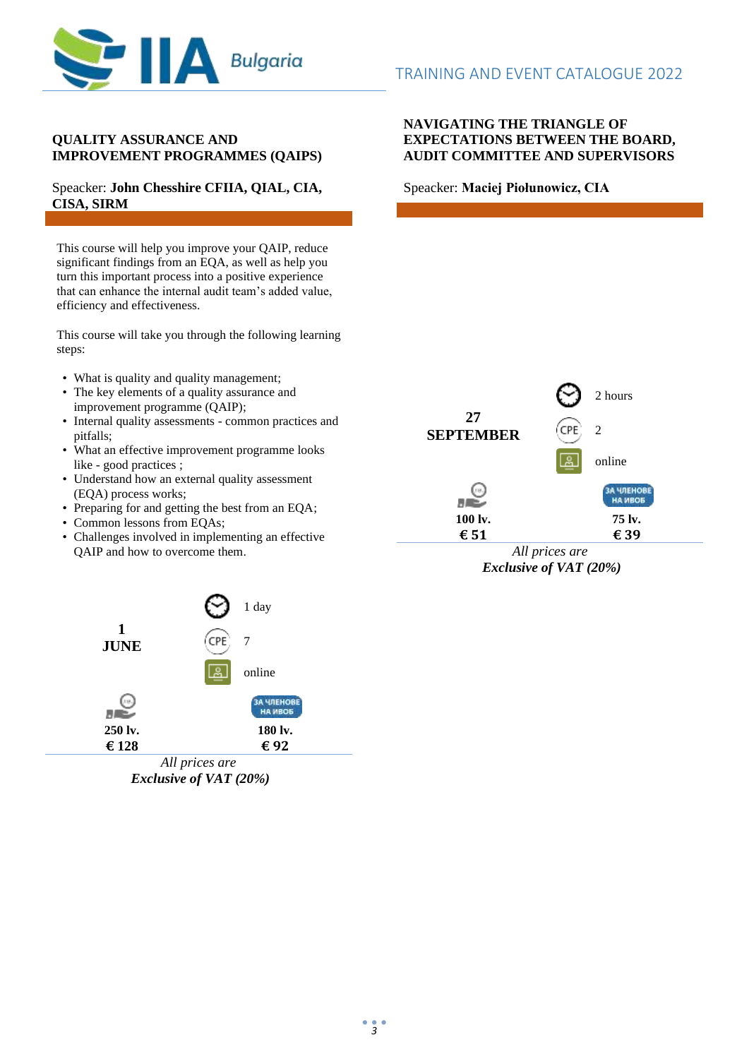## QUALITY ASSURANCE AND IMPROVEMENT PROGRAMMES (QAIPS)

Speacker: **John Chesshire CFIIA, QIAL, CIA, CISA, SIRM**

This course will help you improve your QAIP, reduce significant findings from an EQA, as well as help you turn this important process into a positive experience that can enhance the internal audit team's added value, efficiency and effectiveness.

This course will take you through the following learning steps:

- What is quality and quality management;
- The key elements of a quality assurance and improvement programme (QAIP);
- Internal quality assessments - common practices and pitfalls;
- What an effective improvement programme looks like - good practices ;
- Understand how an external quality assessment (EQA) process works;
- Preparing for and getting the best from an EQA;
- Common lessons from EQAs;
- Challenges involved in implementing an effective QAIP and how to overcome them.

**1 JUNE**

1 day

CPE 7

online

| | ЗА ЧЛЕНОВЕ НА ИВОБ |
|---|---|
| **250 lv.** | **180 lv.** |
| **€ 128** | **€ 92** |

*All prices are*
***Exclusive of VAT (20%)***

## NAVIGATING THE TRIANGLE OF EXPECTATIONS BETWEEN THE BOARD, AUDIT COMMITTEE AND SUPERVISORS

Speacker: **Maciej Piołunowicz, CIA**

**27 SEPTEMBER**

2 hours

CPE 2

online

| | ЗА ЧЛЕНОВЕ НА ИВОБ |
|---|---|
| **100 lv.** | **75 lv.** |
| **€ 51** | **€ 39** |

*All prices are*
***Exclusive of VAT (20%)***